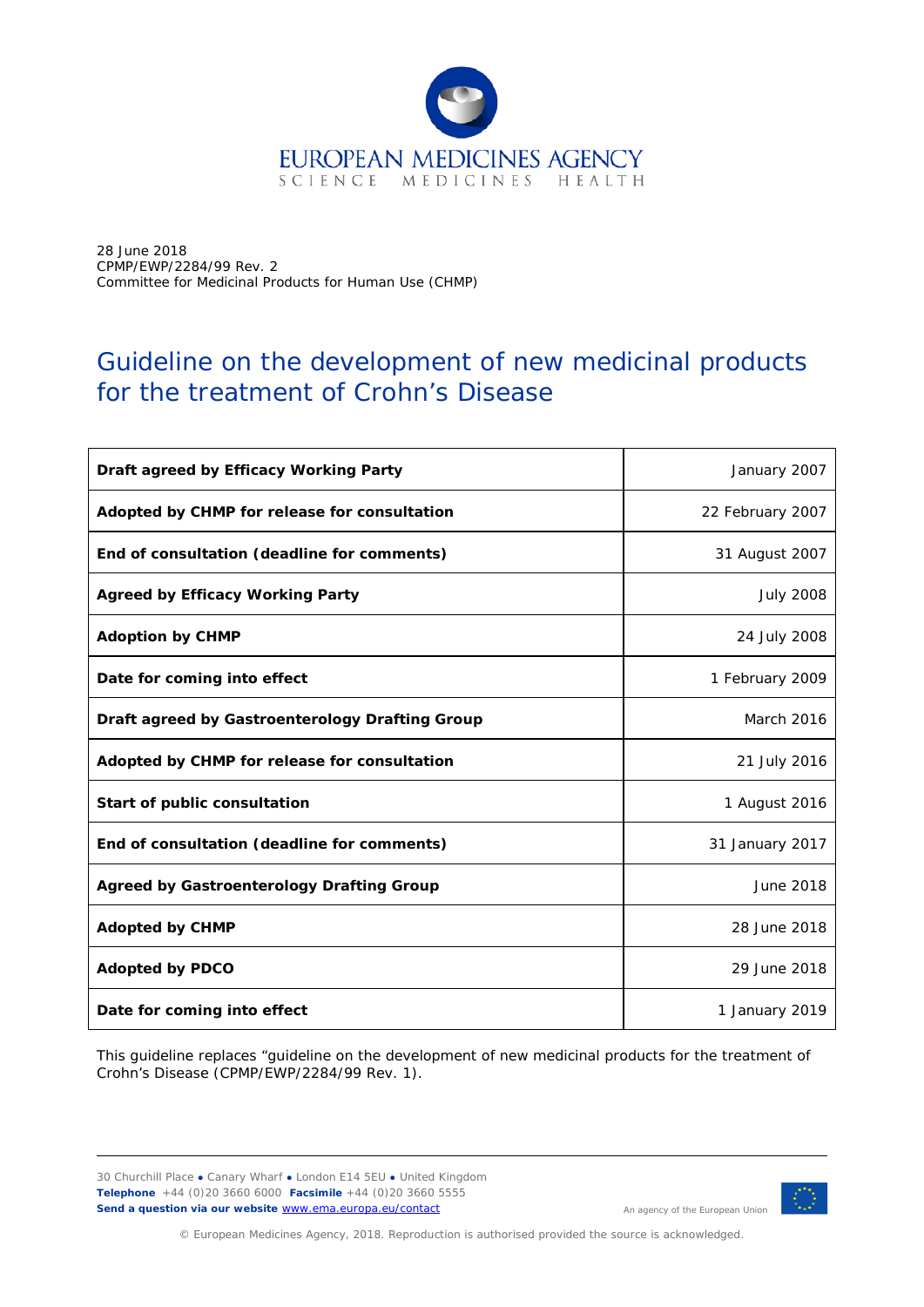EUROPEAN MEDICINES AGENCY
SCIENCE MEDICINES HEALTH

28 June 2018
CPMP/EWP/2284/99 Rev. 2
Committee for Medicinal Products for Human Use (CHMP)

# Guideline on the development of new medicinal products for the treatment of Crohn's Disease

| | |
|---|---|
| **Draft agreed by Efficacy Working Party** | January 2007 |
| **Adopted by CHMP for release for consultation** | 22 February 2007 |
| **End of consultation (deadline for comments)** | 31 August 2007 |
| **Agreed by Efficacy Working Party** | July 2008 |
| **Adoption by CHMP** | 24 July 2008 |
| **Date for coming into effect** | 1 February 2009 |
| **Draft agreed by Gastroenterology Drafting Group** | March 2016 |
| **Adopted by CHMP for release for consultation** | 21 July 2016 |
| **Start of public consultation** | 1 August 2016 |
| **End of consultation (deadline for comments)** | 31 January 2017 |
| **Agreed by Gastroenterology Drafting Group** | June 2018 |
| **Adopted by CHMP** | 28 June 2018 |
| **Adopted by PDCO** | 29 June 2018 |
| **Date for coming into effect** | 1 January 2019 |

This guideline replaces "guideline on the development of new medicinal products for the treatment of Crohn's Disease (CPMP/EWP/2284/99 Rev. 1).

30 Churchill Place ● Canary Wharf ● London E14 5EU ● United Kingdom
**Telephone** +44 (0)20 3660 6000 **Facsimile** +44 (0)20 3660 5555
**Send a question via our website** www.ema.europa.eu/contact

An agency of the European Union

© European Medicines Agency, 2018. Reproduction is authorised provided the source is acknowledged.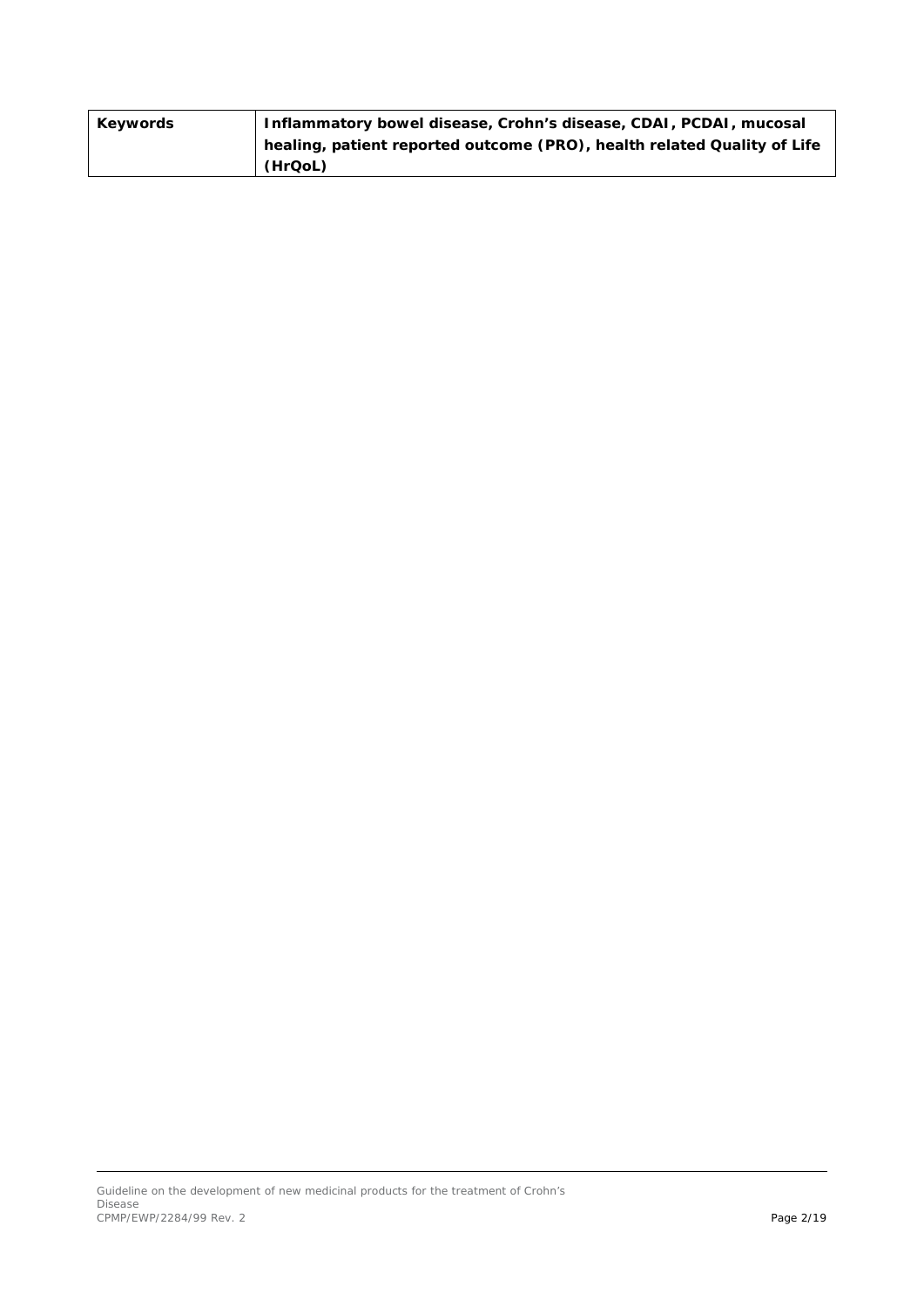| Keywords | **Inflammatory bowel disease, Crohn's disease, CDAI, PCDAI, mucosal healing, patient reported outcome (PRO), health related Quality of Life (HrQoL)** |
|---|---|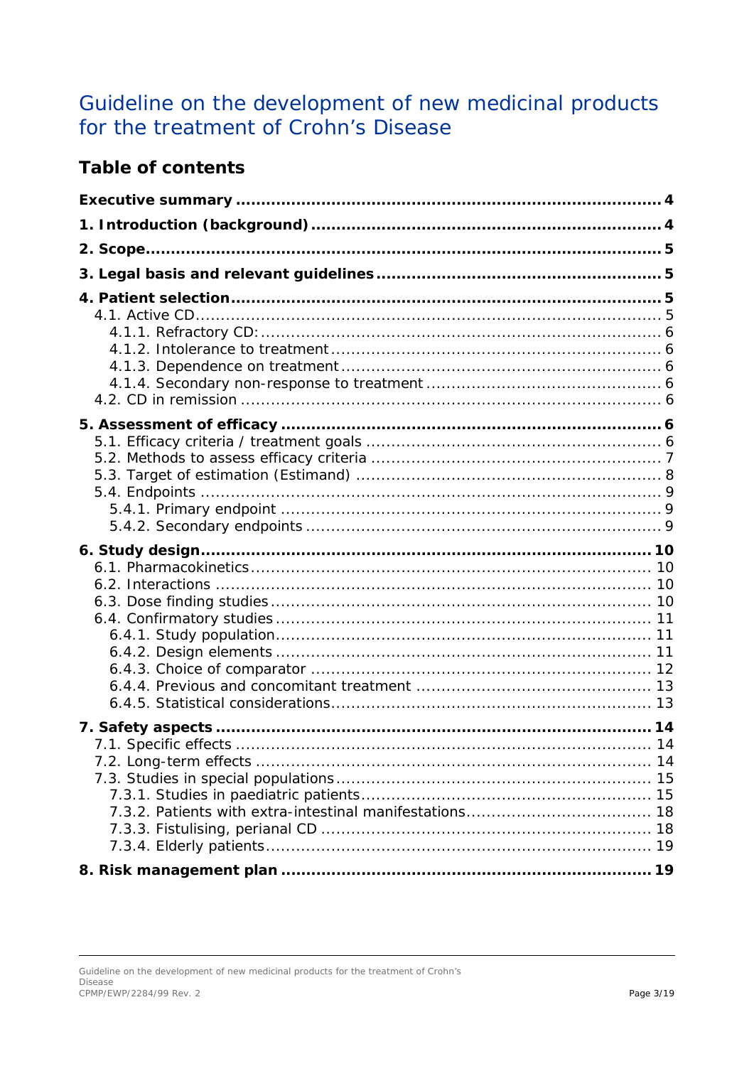# Guideline on the development of new medicinal products for the treatment of Crohn's Disease

## Table of contents

**Executive summary** ...................................................................................... 4

**1. Introduction (background)** ........................................................................ 4

**2. Scope** ....................................................................................................... 5

**3. Legal basis and relevant guidelines** ........................................................... 5

**4. Patient selection** ....................................................................................... 5

- 4.1. Active CD ............................................................................................... 5
  - 4.1.1. Refractory CD: .................................................................................. 6
  - 4.1.2. Intolerance to treatment .................................................................... 6
  - 4.1.3. Dependence on treatment .................................................................. 6
  - 4.1.4. Secondary non-response to treatment ................................................. 6
- 4.2. CD in remission ...................................................................................... 6

**5. Assessment of efficacy** .............................................................................. 6

- 5.1. Efficacy criteria / treatment goals ........................................................... 6
- 5.2. Methods to assess efficacy criteria ........................................................... 7
- 5.3. Target of estimation (Estimand) .............................................................. 8
- 5.4. Endpoints .............................................................................................. 9
  - 5.4.1. Primary endpoint ............................................................................... 9
  - 5.4.2. Secondary endpoints .......................................................................... 9

**6. Study design** ........................................................................................... 10

- 6.1. Pharmacokinetics ................................................................................. 10
- 6.2. Interactions ......................................................................................... 10
- 6.3. Dose finding studies ............................................................................. 10
- 6.4. Confirmatory studies ............................................................................. 11
  - 6.4.1. Study population .............................................................................. 11
  - 6.4.2. Design elements ............................................................................... 11
  - 6.4.3. Choice of comparator ........................................................................ 12
  - 6.4.4. Previous and concomitant treatment .................................................. 13
  - 6.4.5. Statistical considerations ................................................................... 13

**7. Safety aspects** ......................................................................................... 14

- 7.1. Specific effects ..................................................................................... 14
- 7.2. Long-term effects ................................................................................. 14
- 7.3. Studies in special populations ................................................................ 15
  - 7.3.1. Studies in paediatric patients ............................................................. 15
  - 7.3.2. Patients with extra-intestinal manifestations ........................................ 18
  - 7.3.3. Fistulising, perianal CD ..................................................................... 18
  - 7.3.4. Elderly patients ................................................................................ 19

**8. Risk management plan** ............................................................................. 19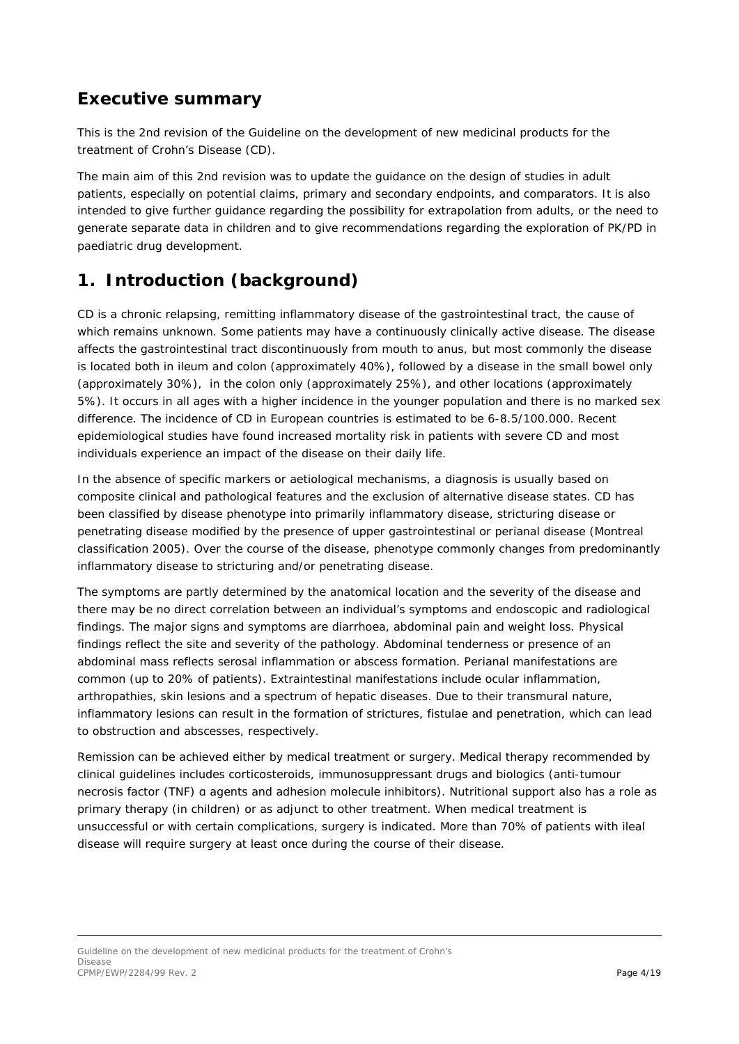## Executive summary

This is the 2nd revision of the Guideline on the development of new medicinal products for the treatment of Crohn's Disease (CD).

The main aim of this 2nd revision was to update the guidance on the design of studies in adult patients, especially on potential claims, primary and secondary endpoints, and comparators. It is also intended to give further guidance regarding the possibility for extrapolation from adults, or the need to generate separate data in children and to give recommendations regarding the exploration of PK/PD in paediatric drug development.

## 1. Introduction (background)

CD is a chronic relapsing, remitting inflammatory disease of the gastrointestinal tract, the cause of which remains unknown. Some patients may have a continuously clinically active disease. The disease affects the gastrointestinal tract discontinuously from mouth to anus, but most commonly the disease is located both in ileum and colon (approximately 40%), followed by a disease in the small bowel only (approximately 30%), in the colon only (approximately 25%), and other locations (approximately 5%). It occurs in all ages with a higher incidence in the younger population and there is no marked sex difference. The incidence of CD in European countries is estimated to be 6-8.5/100.000. Recent epidemiological studies have found increased mortality risk in patients with severe CD and most individuals experience an impact of the disease on their daily life.

In the absence of specific markers or aetiological mechanisms, a diagnosis is usually based on composite clinical and pathological features and the exclusion of alternative disease states. CD has been classified by disease phenotype into primarily inflammatory disease, stricturing disease or penetrating disease modified by the presence of upper gastrointestinal or perianal disease (Montreal classification 2005). Over the course of the disease, phenotype commonly changes from predominantly inflammatory disease to stricturing and/or penetrating disease.

The symptoms are partly determined by the anatomical location and the severity of the disease and there may be no direct correlation between an individual's symptoms and endoscopic and radiological findings. The major signs and symptoms are diarrhoea, abdominal pain and weight loss. Physical findings reflect the site and severity of the pathology. Abdominal tenderness or presence of an abdominal mass reflects serosal inflammation or abscess formation. Perianal manifestations are common (up to 20% of patients). Extraintestinal manifestations include ocular inflammation, arthropathies, skin lesions and a spectrum of hepatic diseases. Due to their transmural nature, inflammatory lesions can result in the formation of strictures, fistulae and penetration, which can lead to obstruction and abscesses, respectively.

Remission can be achieved either by medical treatment or surgery. Medical therapy recommended by clinical guidelines includes corticosteroids, immunosuppressant drugs and biologics (anti-tumour necrosis factor (TNF) α agents and adhesion molecule inhibitors). Nutritional support also has a role as primary therapy (in children) or as adjunct to other treatment. When medical treatment is unsuccessful or with certain complications, surgery is indicated. More than 70% of patients with ileal disease will require surgery at least once during the course of their disease.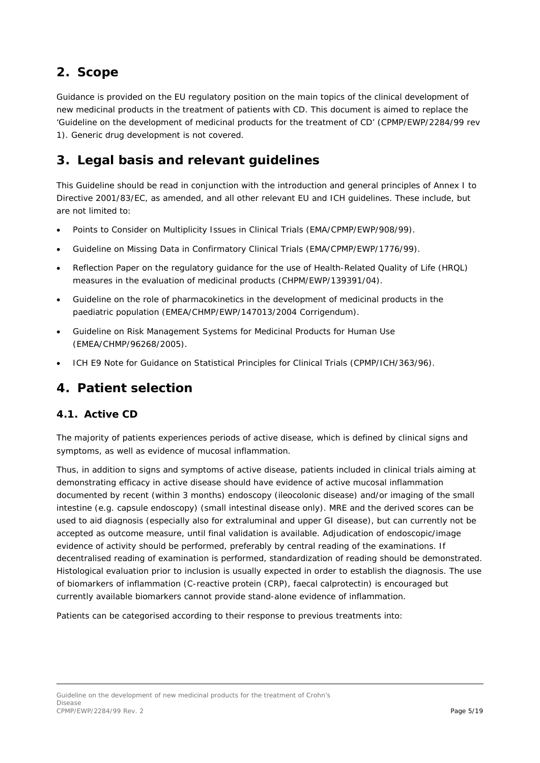## 2. Scope

Guidance is provided on the EU regulatory position on the main topics of the clinical development of new medicinal products in the treatment of patients with CD. This document is aimed to replace the 'Guideline on the development of medicinal products for the treatment of CD' (CPMP/EWP/2284/99 rev 1). Generic drug development is not covered.

## 3. Legal basis and relevant guidelines

This Guideline should be read in conjunction with the introduction and general principles of Annex I to Directive 2001/83/EC, as amended, and all other relevant EU and ICH guidelines. These include, but are not limited to:

- Points to Consider on Multiplicity Issues in Clinical Trials (EMA/CPMP/EWP/908/99).
- Guideline on Missing Data in Confirmatory Clinical Trials (EMA/CPMP/EWP/1776/99).
- Reflection Paper on the regulatory guidance for the use of Health-Related Quality of Life (HRQL) measures in the evaluation of medicinal products (CHPM/EWP/139391/04).
- Guideline on the role of pharmacokinetics in the development of medicinal products in the paediatric population (EMEA/CHMP/EWP/147013/2004 Corrigendum).
- Guideline on Risk Management Systems for Medicinal Products for Human Use (EMEA/CHMP/96268/2005).
- ICH E9 Note for Guidance on Statistical Principles for Clinical Trials (CPMP/ICH/363/96).

## 4. Patient selection

### 4.1. Active CD

The majority of patients experiences periods of active disease, which is defined by clinical signs and symptoms, as well as evidence of mucosal inflammation.

Thus, in addition to signs and symptoms of active disease, patients included in clinical trials aiming at demonstrating efficacy in active disease should have evidence of active mucosal inflammation documented by recent (within 3 months) endoscopy (ileocolonic disease) and/or imaging of the small intestine (e.g. capsule endoscopy) (small intestinal disease only). MRE and the derived scores can be used to aid diagnosis (especially also for extraluminal and upper GI disease), but can currently not be accepted as outcome measure, until final validation is available. Adjudication of endoscopic/image evidence of activity should be performed, preferably by central reading of the examinations. If decentralised reading of examination is performed, standardization of reading should be demonstrated. Histological evaluation prior to inclusion is usually expected in order to establish the diagnosis. The use of biomarkers of inflammation (C-reactive protein (CRP), faecal calprotectin) is encouraged but currently available biomarkers cannot provide stand-alone evidence of inflammation.

Patients can be categorised according to their response to previous treatments into: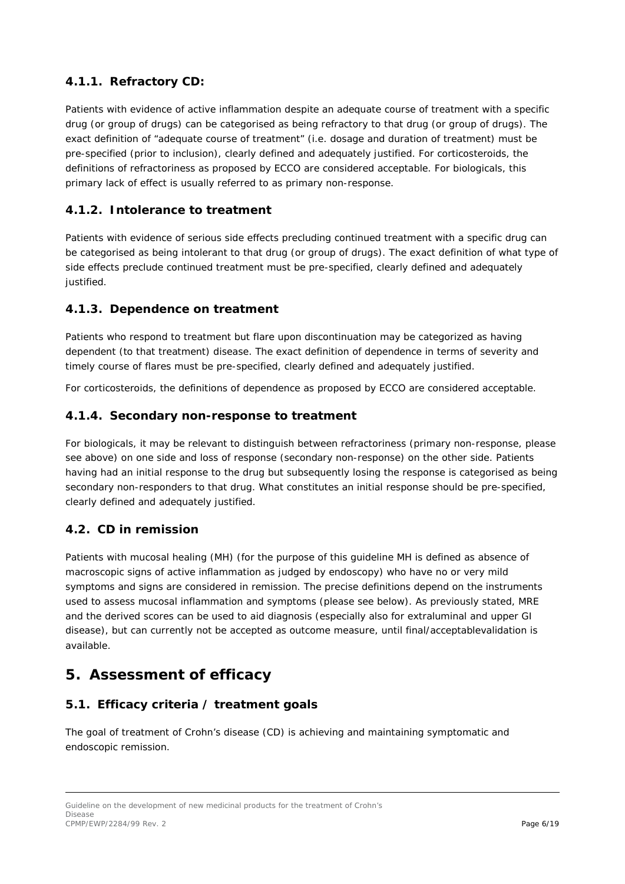### 4.1.1. Refractory CD:

Patients with evidence of active inflammation despite an adequate course of treatment with a specific drug (or group of drugs) can be categorised as being refractory to that drug (or group of drugs). The exact definition of "adequate course of treatment" (i.e. dosage and duration of treatment) must be pre-specified (prior to inclusion), clearly defined and adequately justified. For corticosteroids, the definitions of refractoriness as proposed by ECCO are considered acceptable. For biologicals, this primary lack of effect is usually referred to as primary non-response.

### 4.1.2. Intolerance to treatment

Patients with evidence of serious side effects precluding continued treatment with a specific drug can be categorised as being intolerant to that drug (or group of drugs). The exact definition of what type of side effects preclude continued treatment must be pre-specified, clearly defined and adequately justified.

### 4.1.3. Dependence on treatment

Patients who respond to treatment but flare upon discontinuation may be categorized as having dependent (to that treatment) disease. The exact definition of dependence in terms of severity and timely course of flares must be pre-specified, clearly defined and adequately justified.

For corticosteroids, the definitions of dependence as proposed by ECCO are considered acceptable.

### 4.1.4. Secondary non-response to treatment

For biologicals, it may be relevant to distinguish between refractoriness (primary non-response, please see above) on one side and loss of response (secondary non-response) on the other side. Patients having had an initial response to the drug but subsequently losing the response is categorised as being secondary non-responders to that drug. What constitutes an initial response should be pre-specified, clearly defined and adequately justified.

## 4.2. CD in remission

Patients with mucosal healing (MH) (for the purpose of this guideline MH is defined as absence of macroscopic signs of active inflammation as judged by endoscopy) who have no or very mild symptoms and signs are considered in remission. The precise definitions depend on the instruments used to assess mucosal inflammation and symptoms (please see below). As previously stated, MRE and the derived scores can be used to aid diagnosis (especially also for extraluminal and upper GI disease), but can currently not be accepted as outcome measure, until final/acceptablevalidation is available.

# 5. Assessment of efficacy

## 5.1. Efficacy criteria / treatment goals

The goal of treatment of Crohn's disease (CD) is achieving and maintaining symptomatic and endoscopic remission.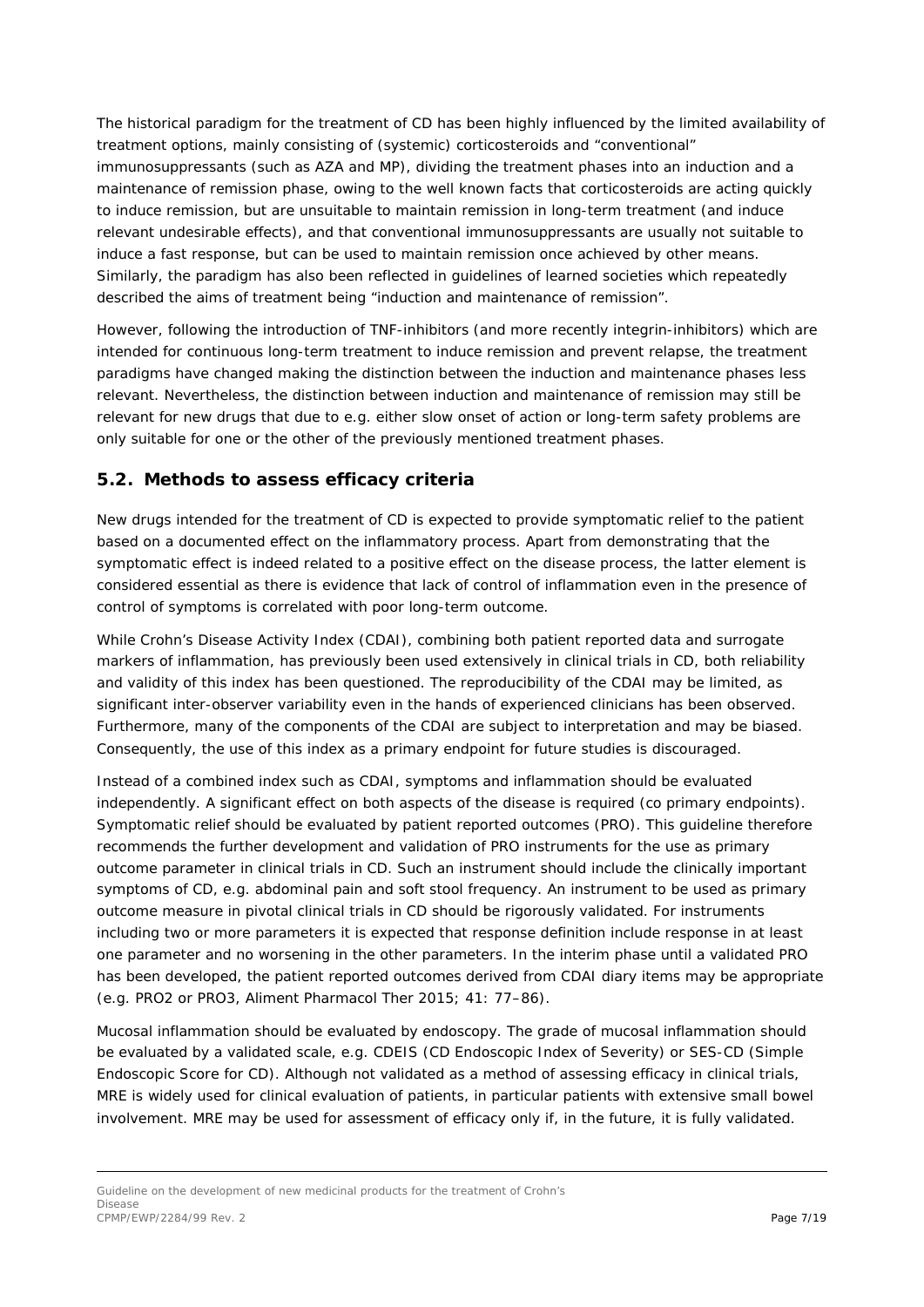The historical paradigm for the treatment of CD has been highly influenced by the limited availability of treatment options, mainly consisting of (systemic) corticosteroids and "conventional" immunosuppressants (such as AZA and MP), dividing the treatment phases into an induction and a maintenance of remission phase, owing to the well known facts that corticosteroids are acting quickly to induce remission, but are unsuitable to maintain remission in long-term treatment (and induce relevant undesirable effects), and that conventional immunosuppressants are usually not suitable to induce a fast response, but can be used to maintain remission once achieved by other means. Similarly, the paradigm has also been reflected in guidelines of learned societies which repeatedly described the aims of treatment being "induction and maintenance of remission".

However, following the introduction of TNF-inhibitors (and more recently integrin-inhibitors) which are intended for continuous long-term treatment to induce remission and prevent relapse, the treatment paradigms have changed making the distinction between the induction and maintenance phases less relevant. Nevertheless, the distinction between induction and maintenance of remission may still be relevant for new drugs that due to e.g. either slow onset of action or long-term safety problems are only suitable for one or the other of the previously mentioned treatment phases.

## 5.2. Methods to assess efficacy criteria

New drugs intended for the treatment of CD is expected to provide symptomatic relief to the patient based on a documented effect on the inflammatory process. Apart from demonstrating that the symptomatic effect is indeed related to a positive effect on the disease process, the latter element is considered essential as there is evidence that lack of control of inflammation even in the presence of control of symptoms is correlated with poor long-term outcome.

While Crohn's Disease Activity Index (CDAI), combining both patient reported data and surrogate markers of inflammation, has previously been used extensively in clinical trials in CD, both reliability and validity of this index has been questioned. The reproducibility of the CDAI may be limited, as significant inter-observer variability even in the hands of experienced clinicians has been observed. Furthermore, many of the components of the CDAI are subject to interpretation and may be biased. Consequently, the use of this index as a primary endpoint for future studies is discouraged.

Instead of a combined index such as CDAI, symptoms and inflammation should be evaluated independently. A significant effect on both aspects of the disease is required (co primary endpoints). Symptomatic relief should be evaluated by patient reported outcomes (PRO). This guideline therefore recommends the further development and validation of PRO instruments for the use as primary outcome parameter in clinical trials in CD. Such an instrument should include the clinically important symptoms of CD, e.g. abdominal pain and soft stool frequency. An instrument to be used as primary outcome measure in pivotal clinical trials in CD should be rigorously validated. For instruments including two or more parameters it is expected that response definition include response in at least one parameter and no worsening in the other parameters. In the interim phase until a validated PRO has been developed, the patient reported outcomes derived from CDAI diary items may be appropriate (e.g. PRO2 or PRO3, Aliment Pharmacol Ther 2015; 41: 77–86).

Mucosal inflammation should be evaluated by endoscopy. The grade of mucosal inflammation should be evaluated by a validated scale, e.g. CDEIS (CD Endoscopic Index of Severity) or SES-CD (Simple Endoscopic Score for CD). Although not validated as a method of assessing efficacy in clinical trials, MRE is widely used for clinical evaluation of patients, in particular patients with extensive small bowel involvement. MRE may be used for assessment of efficacy only if, in the future, it is fully validated.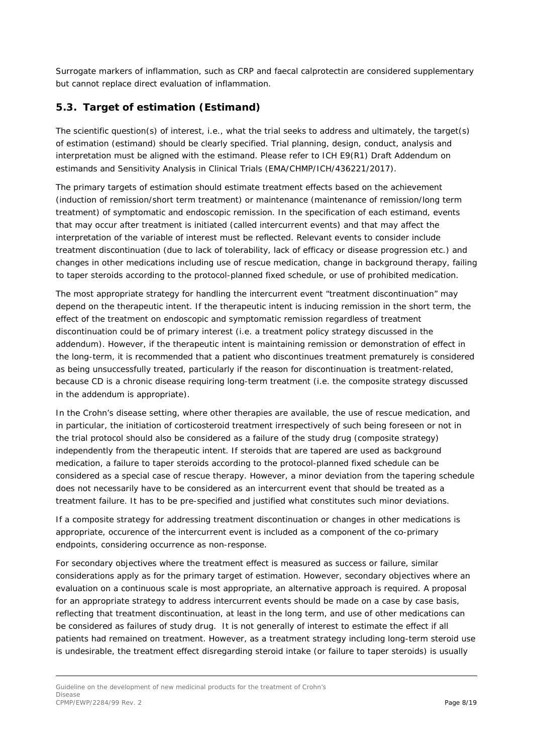Surrogate markers of inflammation, such as CRP and faecal calprotectin are considered supplementary but cannot replace direct evaluation of inflammation.

## 5.3. Target of estimation (Estimand)

The scientific question(s) of interest, i.e., what the trial seeks to address and ultimately, the target(s) of estimation (estimand) should be clearly specified. Trial planning, design, conduct, analysis and interpretation must be aligned with the estimand. Please refer to ICH E9(R1) Draft Addendum on estimands and Sensitivity Analysis in Clinical Trials (EMA/CHMP/ICH/436221/2017).

The primary targets of estimation should estimate treatment effects based on the achievement (induction of remission/short term treatment) or maintenance (maintenance of remission/long term treatment) of symptomatic and endoscopic remission. In the specification of each estimand, events that may occur after treatment is initiated (called intercurrent events) and that may affect the interpretation of the variable of interest must be reflected. Relevant events to consider include treatment discontinuation (due to lack of tolerability, lack of efficacy or disease progression etc.) and changes in other medications including use of rescue medication, change in background therapy, failing to taper steroids according to the protocol-planned fixed schedule, or use of prohibited medication.

The most appropriate strategy for handling the intercurrent event "treatment discontinuation" may depend on the therapeutic intent. If the therapeutic intent is inducing remission in the short term, the effect of the treatment on endoscopic and symptomatic remission regardless of treatment discontinuation could be of primary interest (i.e. a treatment policy strategy discussed in the addendum). However, if the therapeutic intent is maintaining remission or demonstration of effect in the long-term, it is recommended that a patient who discontinues treatment prematurely is considered as being unsuccessfully treated, particularly if the reason for discontinuation is treatment-related, because CD is a chronic disease requiring long-term treatment (i.e. the composite strategy discussed in the addendum is appropriate).

In the Crohn's disease setting, where other therapies are available, the use of rescue medication, and in particular, the initiation of corticosteroid treatment irrespectively of such being foreseen or not in the trial protocol should also be considered as a failure of the study drug (composite strategy) independently from the therapeutic intent. If steroids that are tapered are used as background medication, a failure to taper steroids according to the protocol-planned fixed schedule can be considered as a special case of rescue therapy. However, a minor deviation from the tapering schedule does not necessarily have to be considered as an intercurrent event that should be treated as a treatment failure. It has to be pre-specified and justified what constitutes such minor deviations.

If a composite strategy for addressing treatment discontinuation or changes in other medications is appropriate, occurence of the intercurrent event is included as a component of the co-primary endpoints, considering occurrence as non-response.

For secondary objectives where the treatment effect is measured as success or failure, similar considerations apply as for the primary target of estimation. However, secondary objectives where an evaluation on a continuous scale is most appropriate, an alternative approach is required. A proposal for an appropriate strategy to address intercurrent events should be made on a case by case basis, reflecting that treatment discontinuation, at least in the long term, and use of other medications can be considered as failures of study drug. It is not generally of interest to estimate the effect if all patients had remained on treatment. However, as a treatment strategy including long-term steroid use is undesirable, the treatment effect disregarding steroid intake (or failure to taper steroids) is usually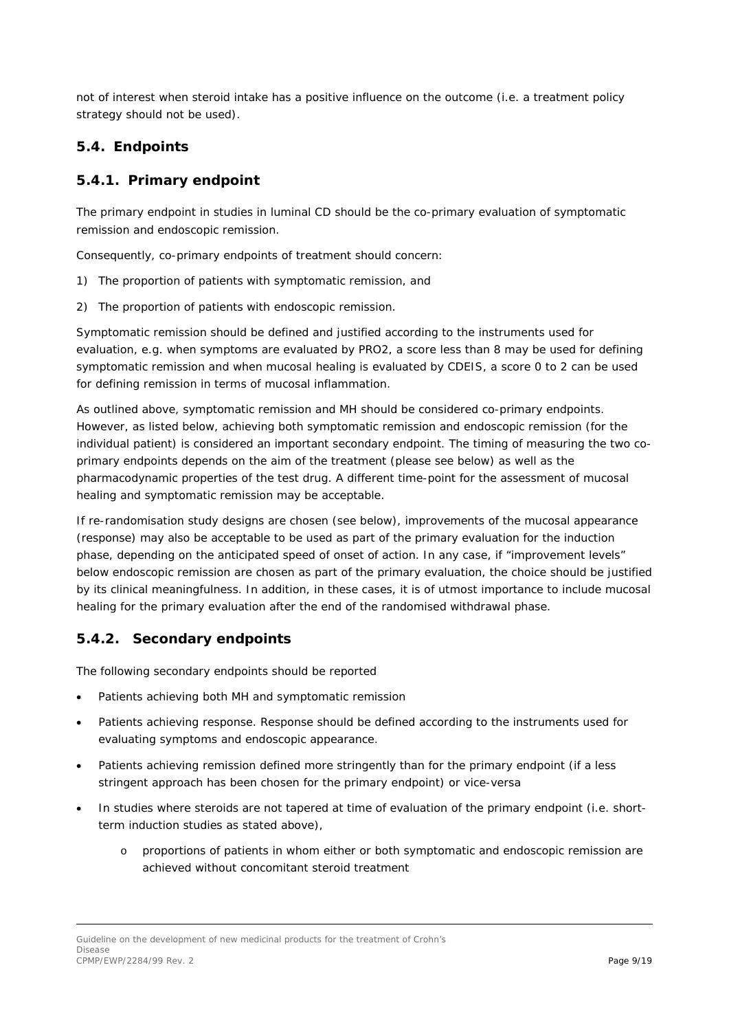not of interest when steroid intake has a positive influence on the outcome (i.e. a treatment policy strategy should not be used).

## 5.4. Endpoints

### 5.4.1. Primary endpoint

The primary endpoint in studies in luminal CD should be the co-primary evaluation of symptomatic remission and endoscopic remission.

Consequently, co-primary endpoints of treatment should concern:

1) The proportion of patients with symptomatic remission, and

2) The proportion of patients with endoscopic remission.

Symptomatic remission should be defined and justified according to the instruments used for evaluation, e.g. when symptoms are evaluated by PRO2, a score less than 8 may be used for defining symptomatic remission and when mucosal healing is evaluated by CDEIS, a score 0 to 2 can be used for defining remission in terms of mucosal inflammation.

As outlined above, symptomatic remission and MH should be considered co-primary endpoints. However, as listed below, achieving both symptomatic remission and endoscopic remission (for the individual patient) is considered an important secondary endpoint. The timing of measuring the two co-primary endpoints depends on the aim of the treatment (please see below) as well as the pharmacodynamic properties of the test drug. A different time-point for the assessment of mucosal healing and symptomatic remission may be acceptable.

If re-randomisation study designs are chosen (see below), improvements of the mucosal appearance (response) may also be acceptable to be used as part of the primary evaluation for the induction phase, depending on the anticipated speed of onset of action. In any case, if "improvement levels" below endoscopic remission are chosen as part of the primary evaluation, the choice should be justified by its clinical meaningfulness. In addition, in these cases, it is of utmost importance to include mucosal healing for the primary evaluation after the end of the randomised withdrawal phase.

### 5.4.2. Secondary endpoints

The following secondary endpoints should be reported

- Patients achieving both MH and symptomatic remission
- Patients achieving response. Response should be defined according to the instruments used for evaluating symptoms and endoscopic appearance.
- Patients achieving remission defined more stringently than for the primary endpoint (if a less stringent approach has been chosen for the primary endpoint) or vice-versa
- In studies where steroids are not tapered at time of evaluation of the primary endpoint (i.e. short-term induction studies as stated above),
    - o proportions of patients in whom either or both symptomatic and endoscopic remission are achieved without concomitant steroid treatment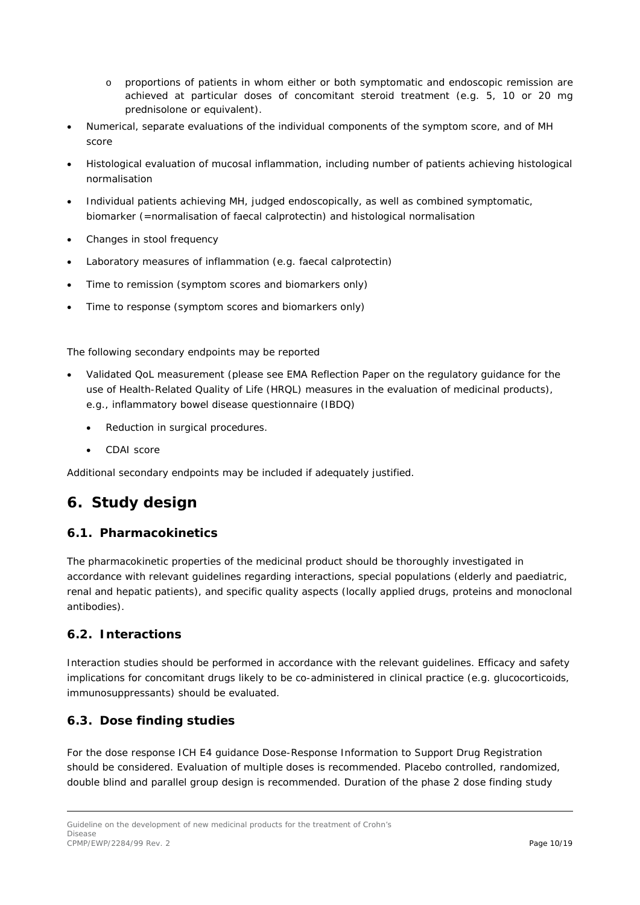- proportions of patients in whom either or both symptomatic and endoscopic remission are achieved at particular doses of concomitant steroid treatment (e.g. 5, 10 or 20 mg prednisolone or equivalent).

- Numerical, separate evaluations of the individual components of the symptom score, and of MH score
- Histological evaluation of mucosal inflammation, including number of patients achieving histological normalisation
- Individual patients achieving MH, judged endoscopically, as well as combined symptomatic, biomarker (=normalisation of faecal calprotectin) and histological normalisation
- Changes in stool frequency
- Laboratory measures of inflammation (e.g. faecal calprotectin)
- Time to remission (symptom scores and biomarkers only)
- Time to response (symptom scores and biomarkers only)

The following secondary endpoints may be reported

- Validated QoL measurement (please see EMA Reflection Paper on the regulatory guidance for the use of Health-Related Quality of Life (HRQL) measures in the evaluation of medicinal products), e.g., inflammatory bowel disease questionnaire (IBDQ)
  - Reduction in surgical procedures.
  - CDAI score

Additional secondary endpoints may be included if adequately justified.

# 6. Study design

## 6.1. Pharmacokinetics

The pharmacokinetic properties of the medicinal product should be thoroughly investigated in accordance with relevant guidelines regarding interactions, special populations (elderly and paediatric, renal and hepatic patients), and specific quality aspects (locally applied drugs, proteins and monoclonal antibodies).

## 6.2. Interactions

Interaction studies should be performed in accordance with the relevant guidelines. Efficacy and safety implications for concomitant drugs likely to be co-administered in clinical practice (e.g. glucocorticoids, immunosuppressants) should be evaluated.

## 6.3. Dose finding studies

For the dose response ICH E4 guidance Dose-Response Information to Support Drug Registration should be considered. Evaluation of multiple doses is recommended. Placebo controlled, randomized, double blind and parallel group design is recommended. Duration of the phase 2 dose finding study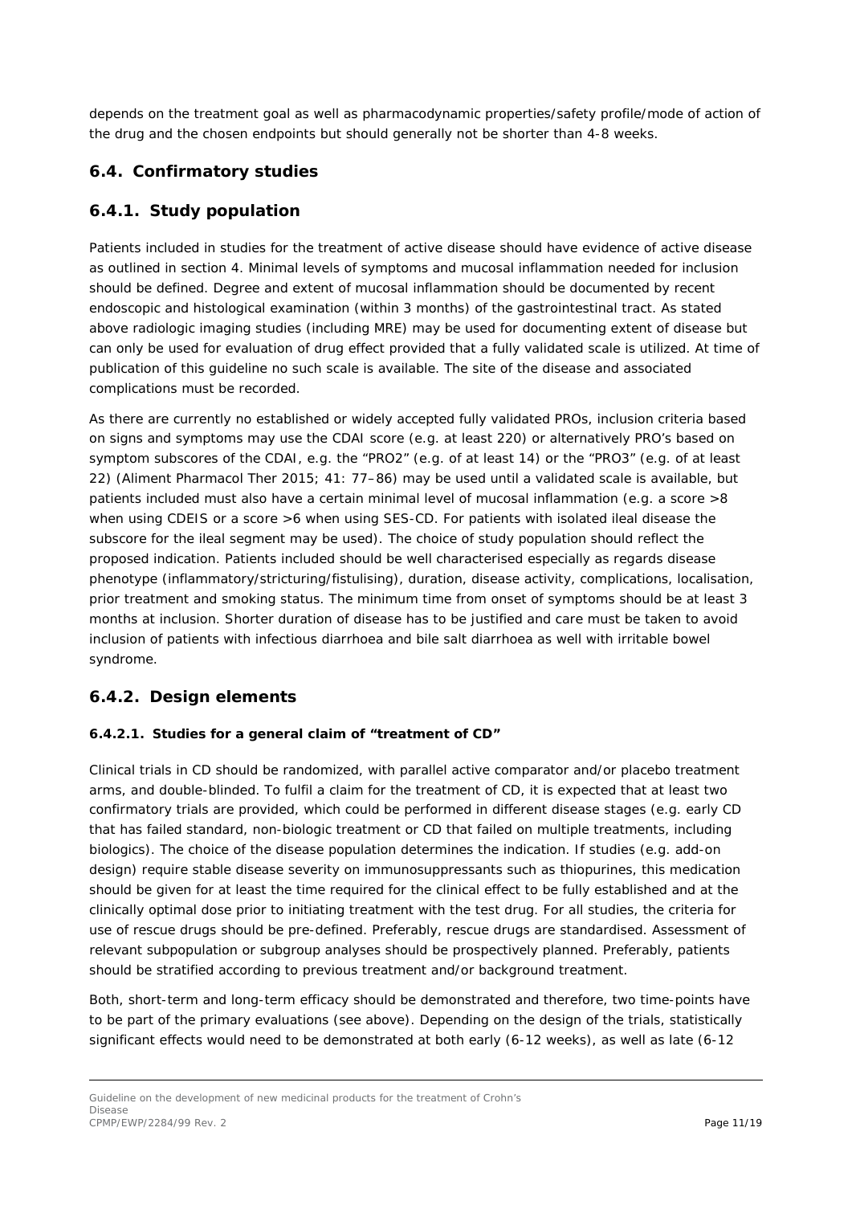depends on the treatment goal as well as pharmacodynamic properties/safety profile/mode of action of the drug and the chosen endpoints but should generally not be shorter than 4-8 weeks.

## 6.4. Confirmatory studies

## 6.4.1. Study population

Patients included in studies for the treatment of active disease should have evidence of active disease as outlined in section 4. Minimal levels of symptoms and mucosal inflammation needed for inclusion should be defined. Degree and extent of mucosal inflammation should be documented by recent endoscopic and histological examination (within 3 months) of the gastrointestinal tract. As stated above radiologic imaging studies (including MRE) may be used for documenting extent of disease but can only be used for evaluation of drug effect provided that a fully validated scale is utilized. At time of publication of this guideline no such scale is available. The site of the disease and associated complications must be recorded.

As there are currently no established or widely accepted fully validated PROs, inclusion criteria based on signs and symptoms may use the CDAI score (e.g. at least 220) or alternatively PRO's based on symptom subscores of the CDAI, e.g. the "PRO2" (e.g. of at least 14) or the "PRO3" (e.g. of at least 22) (Aliment Pharmacol Ther 2015; 41: 77–86) may be used until a validated scale is available, but patients included must also have a certain minimal level of mucosal inflammation (e.g. a score >8 when using CDEIS or a score >6 when using SES-CD. For patients with isolated ileal disease the subscore for the ileal segment may be used). The choice of study population should reflect the proposed indication. Patients included should be well characterised especially as regards disease phenotype (inflammatory/stricturing/fistulising), duration, disease activity, complications, localisation, prior treatment and smoking status. The minimum time from onset of symptoms should be at least 3 months at inclusion. Shorter duration of disease has to be justified and care must be taken to avoid inclusion of patients with infectious diarrhoea and bile salt diarrhoea as well with irritable bowel syndrome.

## 6.4.2. Design elements

#### 6.4.2.1. Studies for a general claim of "treatment of CD"

Clinical trials in CD should be randomized, with parallel active comparator and/or placebo treatment arms, and double-blinded. To fulfil a claim for the treatment of CD, it is expected that at least two confirmatory trials are provided, which could be performed in different disease stages (e.g. early CD that has failed standard, non-biologic treatment or CD that failed on multiple treatments, including biologics). The choice of the disease population determines the indication. If studies (e.g. add-on design) require stable disease severity on immunosuppressants such as thiopurines, this medication should be given for at least the time required for the clinical effect to be fully established and at the clinically optimal dose prior to initiating treatment with the test drug. For all studies, the criteria for use of rescue drugs should be pre-defined. Preferably, rescue drugs are standardised. Assessment of relevant subpopulation or subgroup analyses should be prospectively planned. Preferably, patients should be stratified according to previous treatment and/or background treatment.

Both, short-term and long-term efficacy should be demonstrated and therefore, two time-points have to be part of the primary evaluations (see above). Depending on the design of the trials, statistically significant effects would need to be demonstrated at both early (6-12 weeks), as well as late (6-12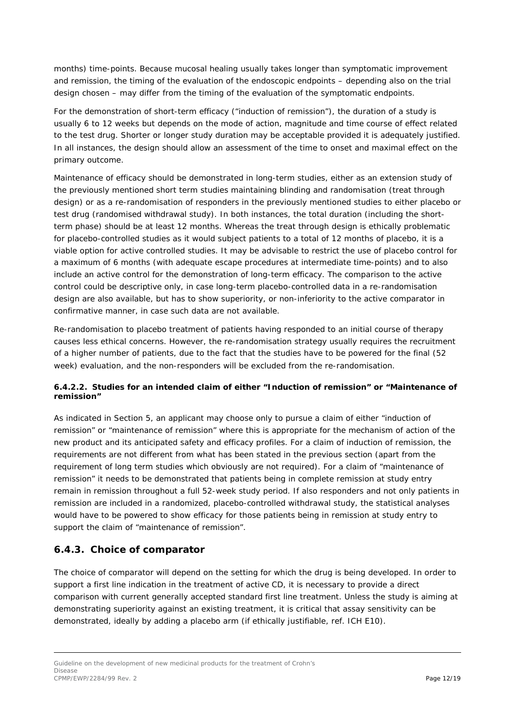months) time-points. Because mucosal healing usually takes longer than symptomatic improvement and remission, the timing of the evaluation of the endoscopic endpoints – depending also on the trial design chosen – may differ from the timing of the evaluation of the symptomatic endpoints.

For the demonstration of short-term efficacy ("induction of remission"), the duration of a study is usually 6 to 12 weeks but depends on the mode of action, magnitude and time course of effect related to the test drug. Shorter or longer study duration may be acceptable provided it is adequately justified. In all instances, the design should allow an assessment of the time to onset and maximal effect on the primary outcome.

Maintenance of efficacy should be demonstrated in long-term studies, either as an extension study of the previously mentioned short term studies maintaining blinding and randomisation (treat through design) or as a re-randomisation of responders in the previously mentioned studies to either placebo or test drug (randomised withdrawal study). In both instances, the total duration (including the short-term phase) should be at least 12 months. Whereas the treat through design is ethically problematic for placebo-controlled studies as it would subject patients to a total of 12 months of placebo, it is a viable option for active controlled studies. It may be advisable to restrict the use of placebo control for a maximum of 6 months (with adequate escape procedures at intermediate time-points) and to also include an active control for the demonstration of long-term efficacy. The comparison to the active control could be descriptive only, in case long-term placebo-controlled data in a re-randomisation design are also available, but has to show superiority, or non-inferiority to the active comparator in confirmative manner, in case such data are not available.

Re-randomisation to placebo treatment of patients having responded to an initial course of therapy causes less ethical concerns. However, the re-randomisation strategy usually requires the recruitment of a higher number of patients, due to the fact that the studies have to be powered for the final (52 week) evaluation, and the non-responders will be excluded from the re-randomisation.

#### 6.4.2.2. Studies for an intended claim of either "Induction of remission" or "Maintenance of remission"

As indicated in Section 5, an applicant may choose only to pursue a claim of either "induction of remission" or "maintenance of remission" where this is appropriate for the mechanism of action of the new product and its anticipated safety and efficacy profiles. For a claim of induction of remission, the requirements are not different from what has been stated in the previous section (apart from the requirement of long term studies which obviously are not required). For a claim of "maintenance of remission" it needs to be demonstrated that patients being in complete remission at study entry remain in remission throughout a full 52-week study period. If also responders and not only patients in remission are included in a randomized, placebo-controlled withdrawal study, the statistical analyses would have to be powered to show efficacy for those patients being in remission at study entry to support the claim of "maintenance of remission".

### 6.4.3. Choice of comparator

The choice of comparator will depend on the setting for which the drug is being developed. In order to support a first line indication in the treatment of active CD, it is necessary to provide a direct comparison with current generally accepted standard first line treatment. Unless the study is aiming at demonstrating superiority against an existing treatment, it is critical that assay sensitivity can be demonstrated, ideally by adding a placebo arm (if ethically justifiable, ref. ICH E10).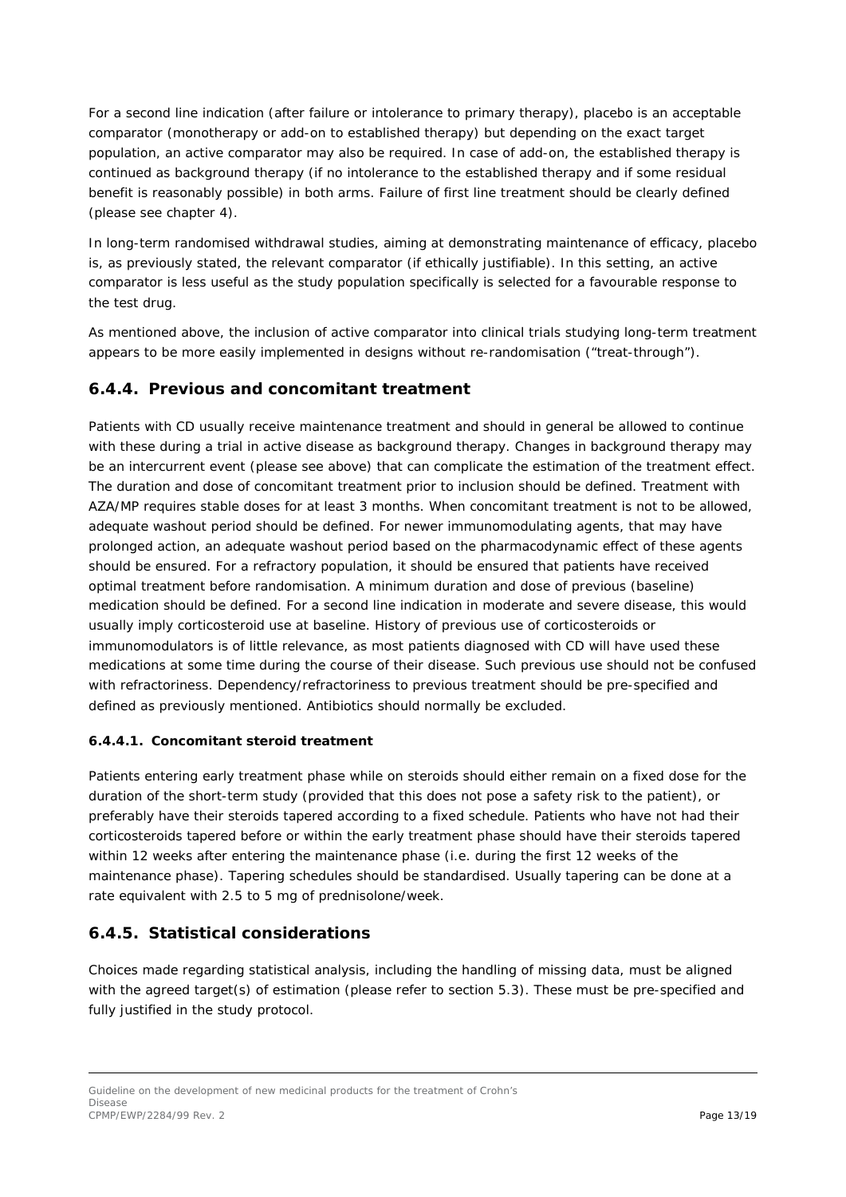For a second line indication (after failure or intolerance to primary therapy), placebo is an acceptable comparator (monotherapy or add-on to established therapy) but depending on the exact target population, an active comparator may also be required. In case of add-on, the established therapy is continued as background therapy (if no intolerance to the established therapy and if some residual benefit is reasonably possible) in both arms. Failure of first line treatment should be clearly defined (please see chapter 4).

In long-term randomised withdrawal studies, aiming at demonstrating maintenance of efficacy, placebo is, as previously stated, the relevant comparator (if ethically justifiable). In this setting, an active comparator is less useful as the study population specifically is selected for a favourable response to the test drug.

As mentioned above, the inclusion of active comparator into clinical trials studying long-term treatment appears to be more easily implemented in designs without re-randomisation ("treat-through").

## 6.4.4. Previous and concomitant treatment

Patients with CD usually receive maintenance treatment and should in general be allowed to continue with these during a trial in active disease as background therapy. Changes in background therapy may be an intercurrent event (please see above) that can complicate the estimation of the treatment effect. The duration and dose of concomitant treatment prior to inclusion should be defined. Treatment with AZA/MP requires stable doses for at least 3 months. When concomitant treatment is not to be allowed, adequate washout period should be defined. For newer immunomodulating agents, that may have prolonged action, an adequate washout period based on the pharmacodynamic effect of these agents should be ensured. For a refractory population, it should be ensured that patients have received optimal treatment before randomisation. A minimum duration and dose of previous (baseline) medication should be defined. For a second line indication in moderate and severe disease, this would usually imply corticosteroid use at baseline. History of previous use of corticosteroids or immunomodulators is of little relevance, as most patients diagnosed with CD will have used these medications at some time during the course of their disease. Such previous use should not be confused with refractoriness. Dependency/refractoriness to previous treatment should be pre-specified and defined as previously mentioned. Antibiotics should normally be excluded.

### 6.4.4.1. Concomitant steroid treatment

Patients entering early treatment phase while on steroids should either remain on a fixed dose for the duration of the short-term study (provided that this does not pose a safety risk to the patient), or preferably have their steroids tapered according to a fixed schedule. Patients who have not had their corticosteroids tapered before or within the early treatment phase should have their steroids tapered within 12 weeks after entering the maintenance phase (i.e. during the first 12 weeks of the maintenance phase). Tapering schedules should be standardised. Usually tapering can be done at a rate equivalent with 2.5 to 5 mg of prednisolone/week.

## 6.4.5. Statistical considerations

Choices made regarding statistical analysis, including the handling of missing data, must be aligned with the agreed target(s) of estimation (please refer to section 5.3). These must be pre-specified and fully justified in the study protocol.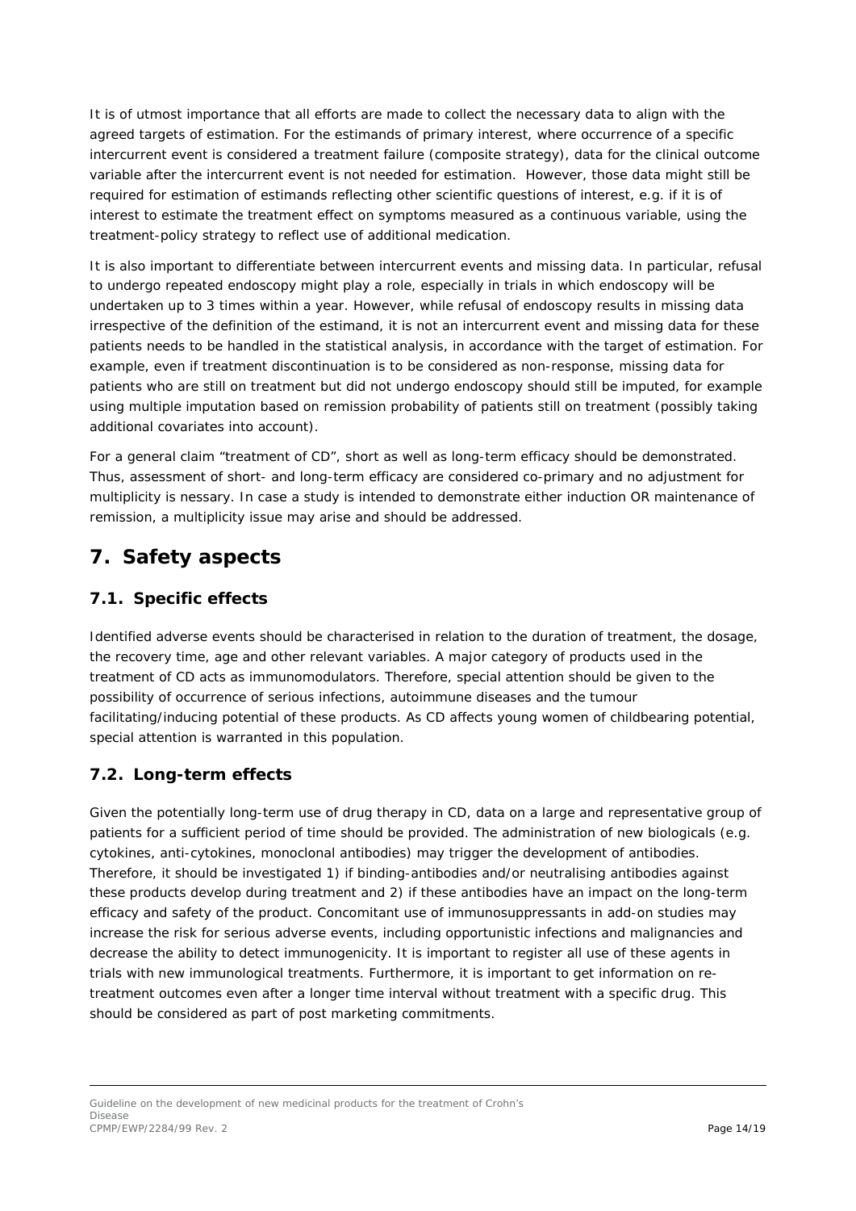It is of utmost importance that all efforts are made to collect the necessary data to align with the agreed targets of estimation. For the estimands of primary interest, where occurrence of a specific intercurrent event is considered a treatment failure (composite strategy), data for the clinical outcome variable after the intercurrent event is not needed for estimation. However, those data might still be required for estimation of estimands reflecting other scientific questions of interest, e.g. if it is of interest to estimate the treatment effect on symptoms measured as a continuous variable, using the treatment-policy strategy to reflect use of additional medication.

It is also important to differentiate between intercurrent events and missing data. In particular, refusal to undergo repeated endoscopy might play a role, especially in trials in which endoscopy will be undertaken up to 3 times within a year. However, while refusal of endoscopy results in missing data irrespective of the definition of the estimand, it is not an intercurrent event and missing data for these patients needs to be handled in the statistical analysis, in accordance with the target of estimation. For example, even if treatment discontinuation is to be considered as non-response, missing data for patients who are still on treatment but did not undergo endoscopy should still be imputed, for example using multiple imputation based on remission probability of patients still on treatment (possibly taking additional covariates into account).

For a general claim "treatment of CD", short as well as long-term efficacy should be demonstrated. Thus, assessment of short- and long-term efficacy are considered co-primary and no adjustment for multiplicity is nessary. In case a study is intended to demonstrate either induction OR maintenance of remission, a multiplicity issue may arise and should be addressed.

# 7. Safety aspects

## 7.1. Specific effects

Identified adverse events should be characterised in relation to the duration of treatment, the dosage, the recovery time, age and other relevant variables. A major category of products used in the treatment of CD acts as immunomodulators. Therefore, special attention should be given to the possibility of occurrence of serious infections, autoimmune diseases and the tumour facilitating/inducing potential of these products. As CD affects young women of childbearing potential, special attention is warranted in this population.

## 7.2. Long-term effects

Given the potentially long-term use of drug therapy in CD, data on a large and representative group of patients for a sufficient period of time should be provided. The administration of new biologicals (e.g. cytokines, anti-cytokines, monoclonal antibodies) may trigger the development of antibodies. Therefore, it should be investigated 1) if binding-antibodies and/or neutralising antibodies against these products develop during treatment and 2) if these antibodies have an impact on the long-term efficacy and safety of the product. Concomitant use of immunosuppressants in add-on studies may increase the risk for serious adverse events, including opportunistic infections and malignancies and decrease the ability to detect immunogenicity. It is important to register all use of these agents in trials with new immunological treatments. Furthermore, it is important to get information on re-treatment outcomes even after a longer time interval without treatment with a specific drug. This should be considered as part of post marketing commitments.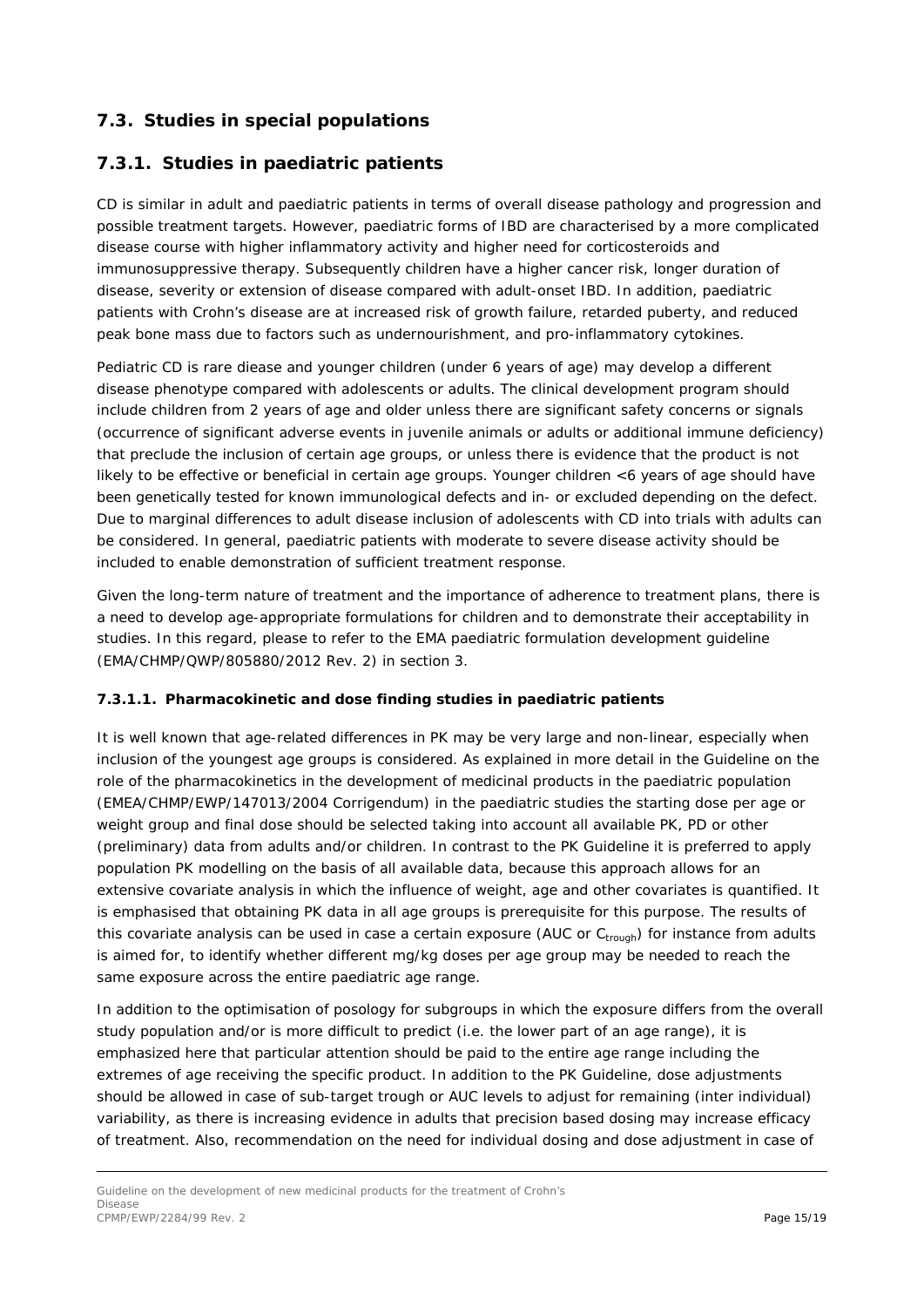## 7.3. Studies in special populations

### 7.3.1. Studies in paediatric patients

CD is similar in adult and paediatric patients in terms of overall disease pathology and progression and possible treatment targets. However, paediatric forms of IBD are characterised by a more complicated disease course with higher inflammatory activity and higher need for corticosteroids and immunosuppressive therapy. Subsequently children have a higher cancer risk, longer duration of disease, severity or extension of disease compared with adult-onset IBD. In addition, paediatric patients with Crohn's disease are at increased risk of growth failure, retarded puberty, and reduced peak bone mass due to factors such as undernourishment, and pro-inflammatory cytokines.

Pediatric CD is rare diease and younger children (under 6 years of age) may develop a different disease phenotype compared with adolescents or adults. The clinical development program should include children from 2 years of age and older unless there are significant safety concerns or signals (occurrence of significant adverse events in juvenile animals or adults or additional immune deficiency) that preclude the inclusion of certain age groups, or unless there is evidence that the product is not likely to be effective or beneficial in certain age groups. Younger children <6 years of age should have been genetically tested for known immunological defects and in- or excluded depending on the defect. Due to marginal differences to adult disease inclusion of adolescents with CD into trials with adults can be considered. In general, paediatric patients with moderate to severe disease activity should be included to enable demonstration of sufficient treatment response.

Given the long-term nature of treatment and the importance of adherence to treatment plans, there is a need to develop age-appropriate formulations for children and to demonstrate their acceptability in studies. In this regard, please to refer to the EMA paediatric formulation development guideline (EMA/CHMP/QWP/805880/2012 Rev. 2) in section 3.

#### 7.3.1.1. Pharmacokinetic and dose finding studies in paediatric patients

It is well known that age-related differences in PK may be very large and non-linear, especially when inclusion of the youngest age groups is considered. As explained in more detail in the Guideline on the role of the pharmacokinetics in the development of medicinal products in the paediatric population (EMEA/CHMP/EWP/147013/2004 Corrigendum) in the paediatric studies the starting dose per age or weight group and final dose should be selected taking into account all available PK, PD or other (preliminary) data from adults and/or children. In contrast to the PK Guideline it is preferred to apply population PK modelling on the basis of all available data, because this approach allows for an extensive covariate analysis in which the influence of weight, age and other covariates is quantified. It is emphasised that obtaining PK data in all age groups is prerequisite for this purpose. The results of this covariate analysis can be used in case a certain exposure (AUC or $C_{trough}$) for instance from adults is aimed for, to identify whether different mg/kg doses per age group may be needed to reach the same exposure across the entire paediatric age range.

In addition to the optimisation of posology for subgroups in which the exposure differs from the overall study population and/or is more difficult to predict (i.e. the lower part of an age range), it is emphasized here that particular attention should be paid to the entire age range including the extremes of age receiving the specific product. In addition to the PK Guideline, dose adjustments should be allowed in case of sub-target trough or AUC levels to adjust for remaining (inter individual) variability, as there is increasing evidence in adults that precision based dosing may increase efficacy of treatment. Also, recommendation on the need for individual dosing and dose adjustment in case of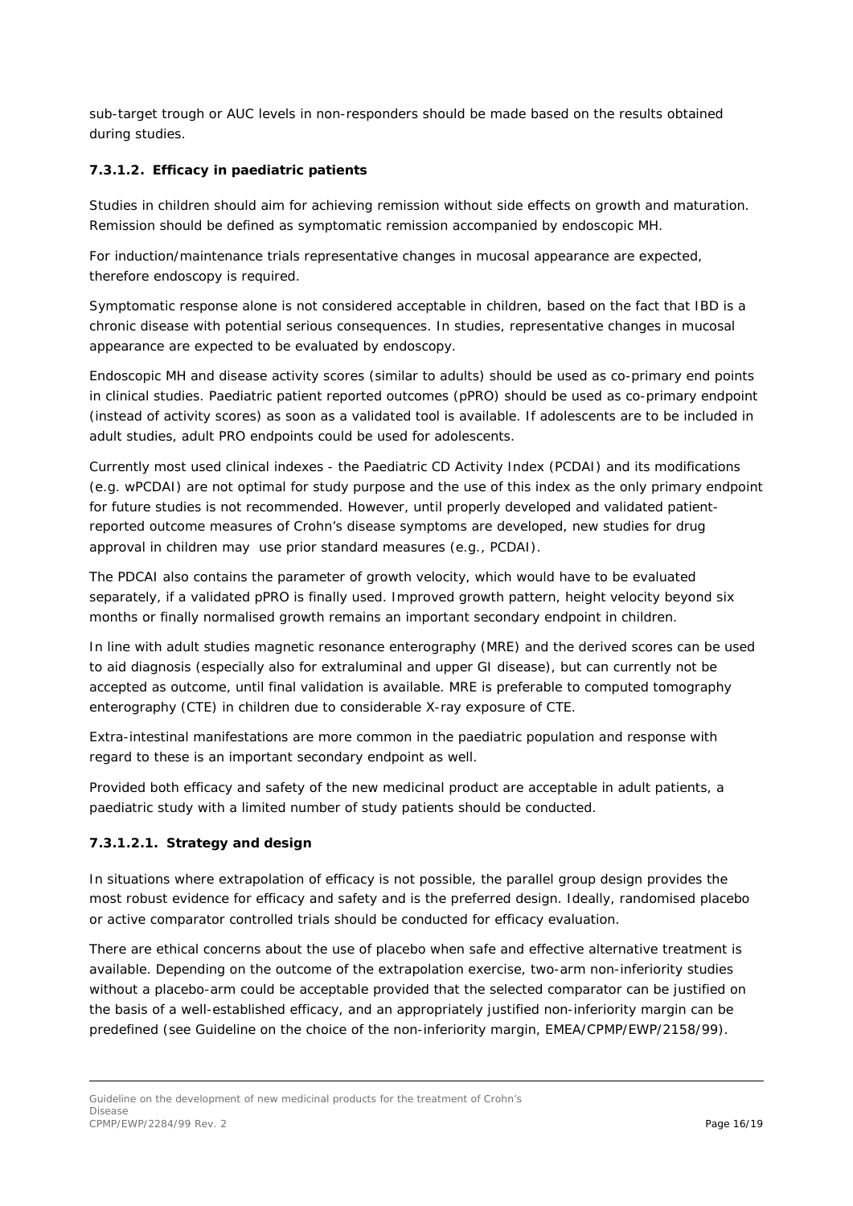sub-target trough or AUC levels in non-responders should be made based on the results obtained during studies.

#### 7.3.1.2. Efficacy in paediatric patients

Studies in children should aim for achieving remission without side effects on growth and maturation. Remission should be defined as symptomatic remission accompanied by endoscopic MH.

For induction/maintenance trials representative changes in mucosal appearance are expected, therefore endoscopy is required.

Symptomatic response alone is not considered acceptable in children, based on the fact that IBD is a chronic disease with potential serious consequences. In studies, representative changes in mucosal appearance are expected to be evaluated by endoscopy.

Endoscopic MH and disease activity scores (similar to adults) should be used as co-primary end points in clinical studies. Paediatric patient reported outcomes (pPRO) should be used as co-primary endpoint (instead of activity scores) as soon as a validated tool is available. If adolescents are to be included in adult studies, adult PRO endpoints could be used for adolescents.

Currently most used clinical indexes - the Paediatric CD Activity Index (PCDAI) and its modifications (e.g. wPCDAI) are not optimal for study purpose and the use of this index as the only primary endpoint for future studies is not recommended. However, until properly developed and validated patient-reported outcome measures of Crohn's disease symptoms are developed, new studies for drug approval in children may use prior standard measures (e.g., PCDAI).

The PDCAI also contains the parameter of growth velocity, which would have to be evaluated separately, if a validated pPRO is finally used. Improved growth pattern, height velocity beyond six months or finally normalised growth remains an important secondary endpoint in children.

In line with adult studies magnetic resonance enterography (MRE) and the derived scores can be used to aid diagnosis (especially also for extraluminal and upper GI disease), but can currently not be accepted as outcome, until final validation is available. MRE is preferable to computed tomography enterography (CTE) in children due to considerable X-ray exposure of CTE.

Extra-intestinal manifestations are more common in the paediatric population and response with regard to these is an important secondary endpoint as well.

Provided both efficacy and safety of the new medicinal product are acceptable in adult patients, a paediatric study with a limited number of study patients should be conducted.

##### 7.3.1.2.1. Strategy and design

In situations where extrapolation of efficacy is not possible, the parallel group design provides the most robust evidence for efficacy and safety and is the preferred design. Ideally, randomised placebo or active comparator controlled trials should be conducted for efficacy evaluation.

There are ethical concerns about the use of placebo when safe and effective alternative treatment is available. Depending on the outcome of the extrapolation exercise, two-arm non-inferiority studies without a placebo-arm could be acceptable provided that the selected comparator can be justified on the basis of a well-established efficacy, and an appropriately justified non-inferiority margin can be predefined (see Guideline on the choice of the non-inferiority margin, EMEA/CPMP/EWP/2158/99).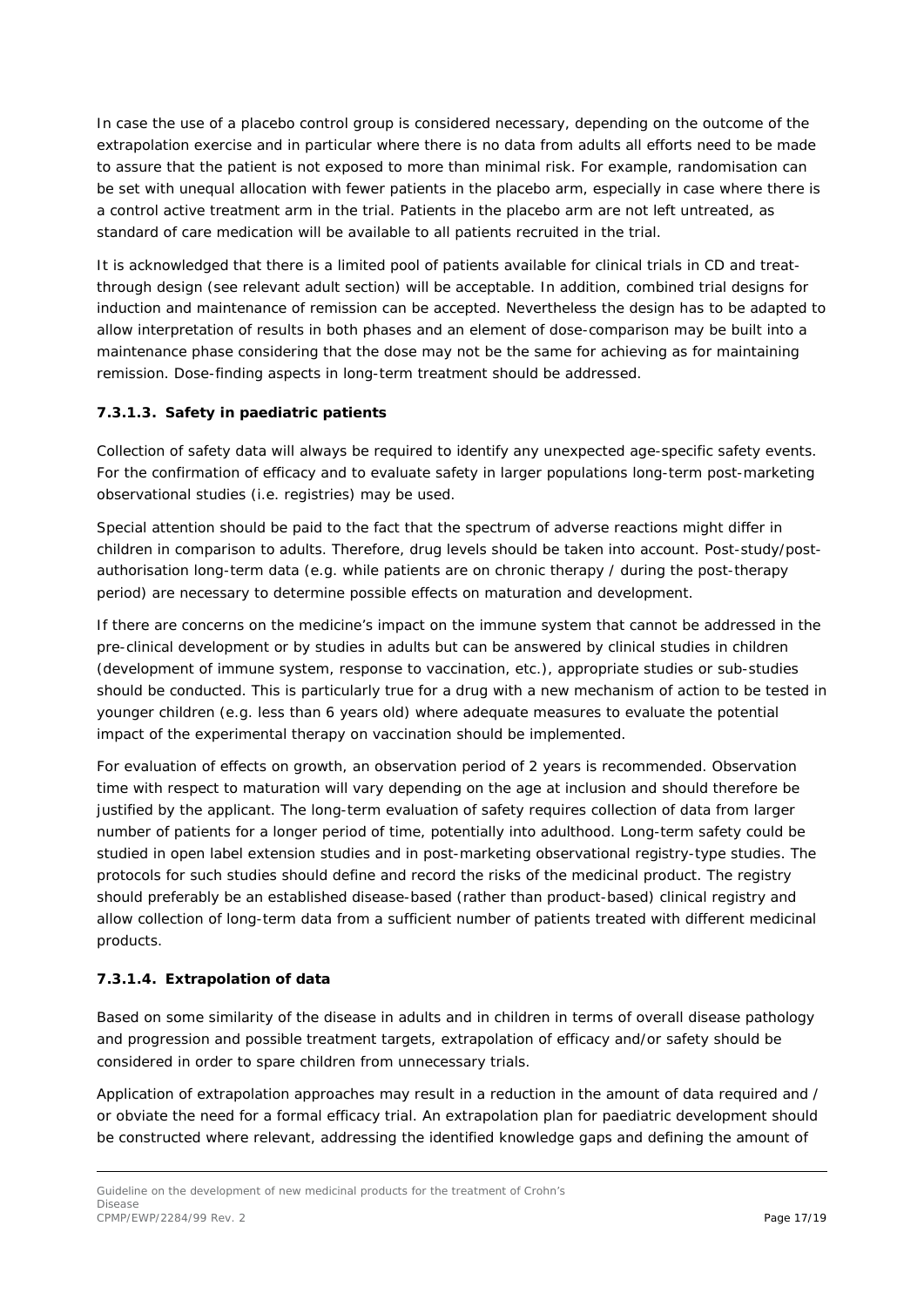In case the use of a placebo control group is considered necessary, depending on the outcome of the extrapolation exercise and in particular where there is no data from adults all efforts need to be made to assure that the patient is not exposed to more than minimal risk. For example, randomisation can be set with unequal allocation with fewer patients in the placebo arm, especially in case where there is a control active treatment arm in the trial. Patients in the placebo arm are not left untreated, as standard of care medication will be available to all patients recruited in the trial.

It is acknowledged that there is a limited pool of patients available for clinical trials in CD and treat-through design (see relevant adult section) will be acceptable. In addition, combined trial designs for induction and maintenance of remission can be accepted. Nevertheless the design has to be adapted to allow interpretation of results in both phases and an element of dose-comparison may be built into a maintenance phase considering that the dose may not be the same for achieving as for maintaining remission. Dose-finding aspects in long-term treatment should be addressed.

#### 7.3.1.3. Safety in paediatric patients

Collection of safety data will always be required to identify any unexpected age-specific safety events. For the confirmation of efficacy and to evaluate safety in larger populations long-term post-marketing observational studies (i.e. registries) may be used.

Special attention should be paid to the fact that the spectrum of adverse reactions might differ in children in comparison to adults. Therefore, drug levels should be taken into account. Post-study/post-authorisation long-term data (e.g. while patients are on chronic therapy / during the post-therapy period) are necessary to determine possible effects on maturation and development.

If there are concerns on the medicine's impact on the immune system that cannot be addressed in the pre-clinical development or by studies in adults but can be answered by clinical studies in children (development of immune system, response to vaccination, etc.), appropriate studies or sub-studies should be conducted. This is particularly true for a drug with a new mechanism of action to be tested in younger children (e.g. less than 6 years old) where adequate measures to evaluate the potential impact of the experimental therapy on vaccination should be implemented.

For evaluation of effects on growth, an observation period of 2 years is recommended. Observation time with respect to maturation will vary depending on the age at inclusion and should therefore be justified by the applicant. The long-term evaluation of safety requires collection of data from larger number of patients for a longer period of time, potentially into adulthood. Long-term safety could be studied in open label extension studies and in post-marketing observational registry-type studies. The protocols for such studies should define and record the risks of the medicinal product. The registry should preferably be an established disease-based (rather than product-based) clinical registry and allow collection of long-term data from a sufficient number of patients treated with different medicinal products.

#### 7.3.1.4. Extrapolation of data

Based on some similarity of the disease in adults and in children in terms of overall disease pathology and progression and possible treatment targets, extrapolation of efficacy and/or safety should be considered in order to spare children from unnecessary trials.

Application of extrapolation approaches may result in a reduction in the amount of data required and / or obviate the need for a formal efficacy trial. An extrapolation plan for paediatric development should be constructed where relevant, addressing the identified knowledge gaps and defining the amount of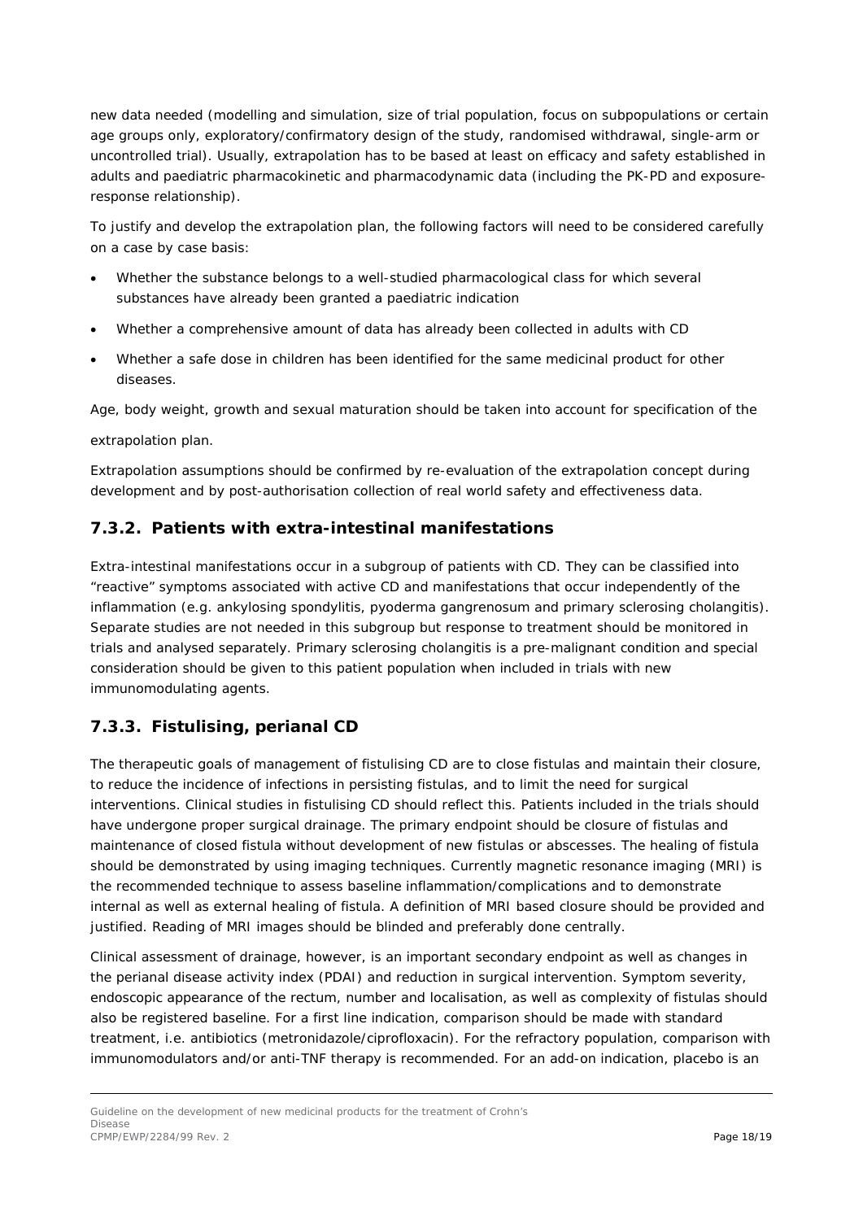new data needed (modelling and simulation, size of trial population, focus on subpopulations or certain age groups only, exploratory/confirmatory design of the study, randomised withdrawal, single-arm or uncontrolled trial). Usually, extrapolation has to be based at least on efficacy and safety established in adults and paediatric pharmacokinetic and pharmacodynamic data (including the PK-PD and exposure-response relationship).

To justify and develop the extrapolation plan, the following factors will need to be considered carefully on a case by case basis:

- Whether the substance belongs to a well-studied pharmacological class for which several substances have already been granted a paediatric indication
- Whether a comprehensive amount of data has already been collected in adults with CD
- Whether a safe dose in children has been identified for the same medicinal product for other diseases.

Age, body weight, growth and sexual maturation should be taken into account for specification of the extrapolation plan.

Extrapolation assumptions should be confirmed by re-evaluation of the extrapolation concept during development and by post-authorisation collection of real world safety and effectiveness data.

### 7.3.2. Patients with extra-intestinal manifestations

Extra-intestinal manifestations occur in a subgroup of patients with CD. They can be classified into "reactive" symptoms associated with active CD and manifestations that occur independently of the inflammation (e.g. ankylosing spondylitis, pyoderma gangrenosum and primary sclerosing cholangitis). Separate studies are not needed in this subgroup but response to treatment should be monitored in trials and analysed separately. Primary sclerosing cholangitis is a pre-malignant condition and special consideration should be given to this patient population when included in trials with new immunomodulating agents.

### 7.3.3. Fistulising, perianal CD

The therapeutic goals of management of fistulising CD are to close fistulas and maintain their closure, to reduce the incidence of infections in persisting fistulas, and to limit the need for surgical interventions. Clinical studies in fistulising CD should reflect this. Patients included in the trials should have undergone proper surgical drainage. The primary endpoint should be closure of fistulas and maintenance of closed fistula without development of new fistulas or abscesses. The healing of fistula should be demonstrated by using imaging techniques. Currently magnetic resonance imaging (MRI) is the recommended technique to assess baseline inflammation/complications and to demonstrate internal as well as external healing of fistula. A definition of MRI based closure should be provided and justified. Reading of MRI images should be blinded and preferably done centrally.

Clinical assessment of drainage, however, is an important secondary endpoint as well as changes in the perianal disease activity index (PDAI) and reduction in surgical intervention. Symptom severity, endoscopic appearance of the rectum, number and localisation, as well as complexity of fistulas should also be registered baseline. For a first line indication, comparison should be made with standard treatment, i.e. antibiotics (metronidazole/ciprofloxacin). For the refractory population, comparison with immunomodulators and/or anti-TNF therapy is recommended. For an add-on indication, placebo is an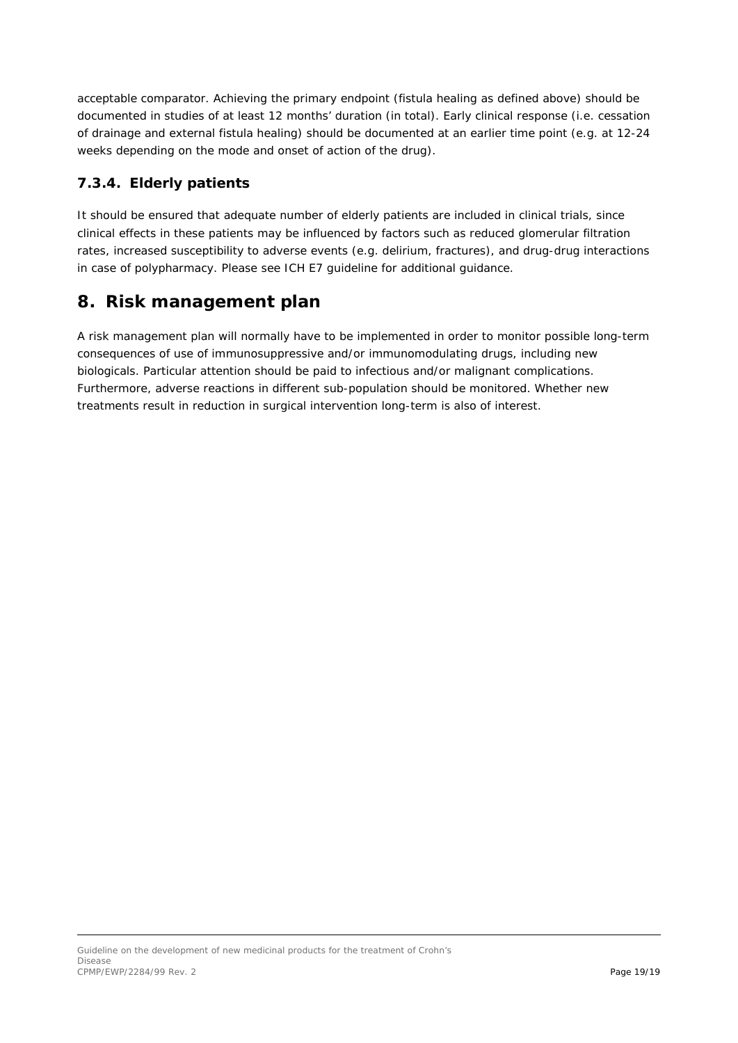acceptable comparator. Achieving the primary endpoint (fistula healing as defined above) should be documented in studies of at least 12 months' duration (in total). Early clinical response (i.e. cessation of drainage and external fistula healing) should be documented at an earlier time point (e.g. at 12-24 weeks depending on the mode and onset of action of the drug).

### 7.3.4. Elderly patients

It should be ensured that adequate number of elderly patients are included in clinical trials, since clinical effects in these patients may be influenced by factors such as reduced glomerular filtration rates, increased susceptibility to adverse events (e.g. delirium, fractures), and drug-drug interactions in case of polypharmacy. Please see ICH E7 guideline for additional guidance.

## 8. Risk management plan

A risk management plan will normally have to be implemented in order to monitor possible long-term consequences of use of immunosuppressive and/or immunomodulating drugs, including new biologicals. Particular attention should be paid to infectious and/or malignant complications. Furthermore, adverse reactions in different sub-population should be monitored. Whether new treatments result in reduction in surgical intervention long-term is also of interest.